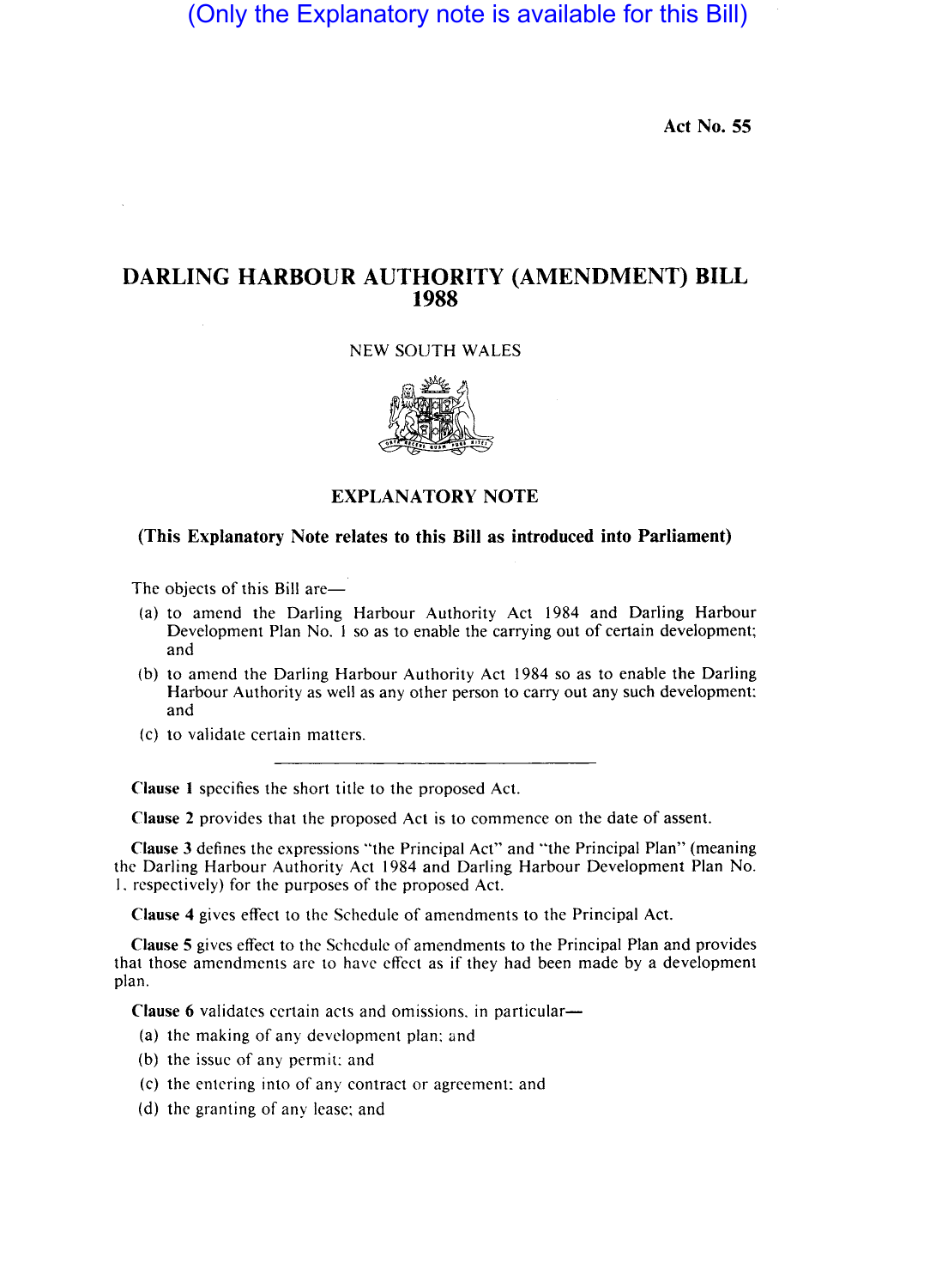(Only the Explanatory note is available for this Bill)

Act No. 55

# DARLING HARBOUR AUTHORITY (AMENDMENT) BILL 1988

NEW SOUTH WALES

## EXPLANATORY NOTE

**(This Explanatory Note relates to this Bill as introduced into Parliament)**

The objects of this Bill are—

(a) to amend the Darling Harbour Authority Act 1984 and Darling Harbour Development Plan No. 1 so as to enable the carrying out of certain development; and

(b) to amend the Darling Harbour Authority Act 1984 so as to enable the Darling Harbour Authority as well as any other person to carry out any such development; and

(c) to validate certain matters.

---

**Clause 1** specifies the short title to the proposed Act.

**Clause 2** provides that the proposed Act is to commence on the date of assent.

**Clause 3** defines the expressions "the Principal Act" and "the Principal Plan" (meaning the Darling Harbour Authority Act 1984 and Darling Harbour Development Plan No. 1, respectively) for the purposes of the proposed Act.

**Clause 4** gives effect to the Schedule of amendments to the Principal Act.

**Clause 5** gives effect to the Schedule of amendments to the Principal Plan and provides that those amendments are to have effect as if they had been made by a development plan.

**Clause 6** validates certain acts and omissions, in particular—

(a) the making of any development plan; and

(b) the issue of any permit; and

(c) the entering into of any contract or agreement; and

(d) the granting of any lease; and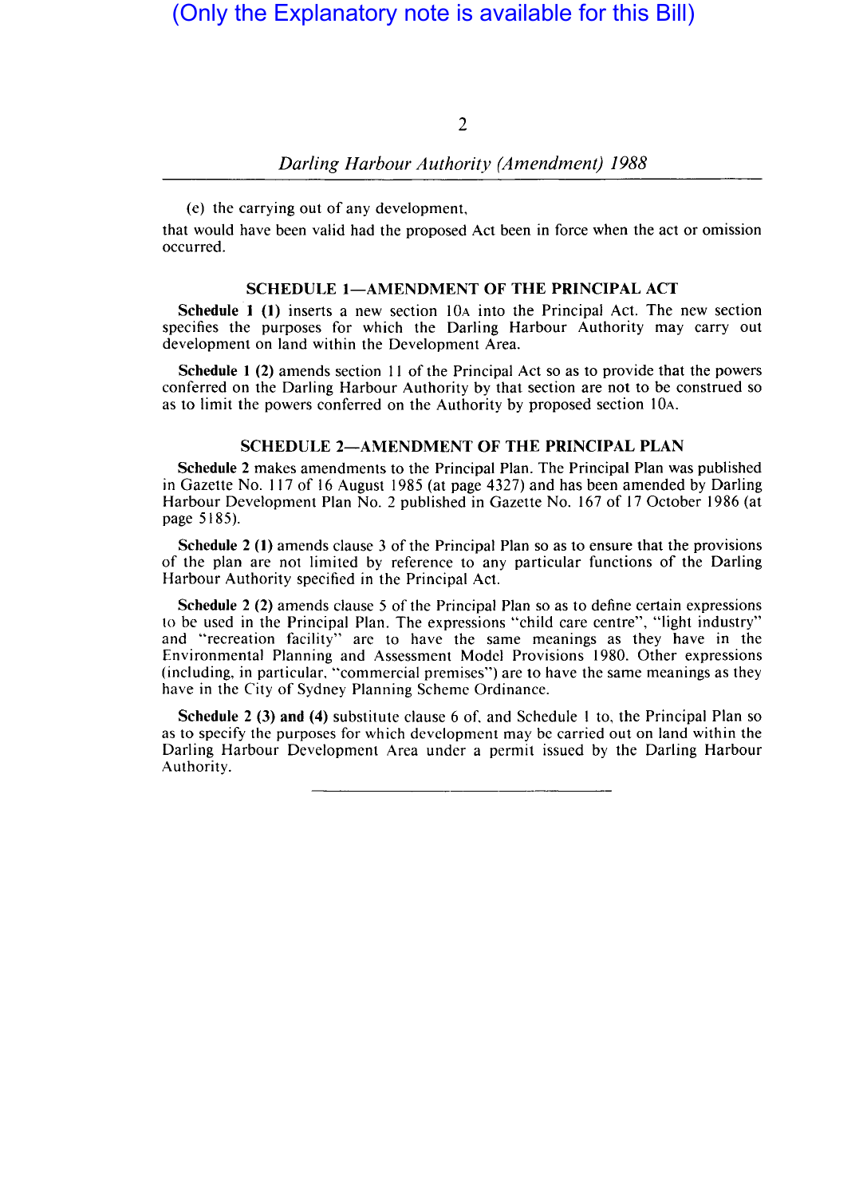(Only the Explanatory note is available for this Bill)

(e) the carrying out of any development,

that would have been valid had the proposed Act been in force when the act or omission occurred.

## SCHEDULE 1—AMENDMENT OF THE PRINCIPAL ACT

**Schedule 1 (1)** inserts a new section 10A into the Principal Act. The new section specifies the purposes for which the Darling Harbour Authority may carry out development on land within the Development Area.

**Schedule 1 (2)** amends section 11 of the Principal Act so as to provide that the powers conferred on the Darling Harbour Authority by that section are not to be construed so as to limit the powers conferred on the Authority by proposed section 10A.

## SCHEDULE 2—AMENDMENT OF THE PRINCIPAL PLAN

**Schedule 2** makes amendments to the Principal Plan. The Principal Plan was published in Gazette No. 117 of 16 August 1985 (at page 4327) and has been amended by Darling Harbour Development Plan No. 2 published in Gazette No. 167 of 17 October 1986 (at page 5185).

**Schedule 2 (1)** amends clause 3 of the Principal Plan so as to ensure that the provisions of the plan are not limited by reference to any particular functions of the Darling Harbour Authority specified in the Principal Act.

**Schedule 2 (2)** amends clause 5 of the Principal Plan so as to define certain expressions to be used in the Principal Plan. The expressions "child care centre", "light industry" and "recreation facility" are to have the same meanings as they have in the Environmental Planning and Assessment Model Provisions 1980. Other expressions (including, in particular, "commercial premises") are to have the same meanings as they have in the City of Sydney Planning Scheme Ordinance.

**Schedule 2 (3) and (4)** substitute clause 6 of, and Schedule 1 to, the Principal Plan so as to specify the purposes for which development may be carried out on land within the Darling Harbour Development Area under a permit issued by the Darling Harbour Authority.